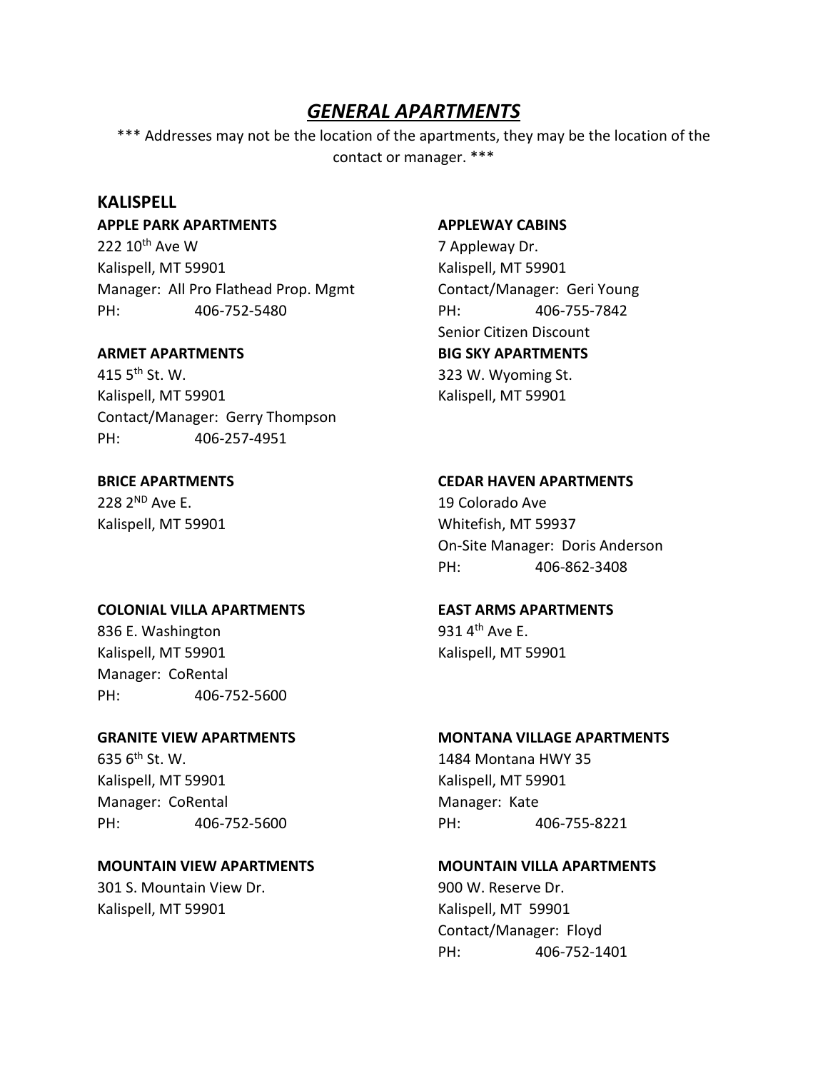# *GENERAL APARTMENTS*

\*\*\* Addresses may not be the location of the apartments, they may be the location of the contact or manager. \*\*\*

## KALISPELL

**APPLE PARK APARTMENTS**
222 10th Ave W
Kalispell, MT 59901
Manager: All Pro Flathead Prop. Mgmt
PH: 406-752-5480

**APPLEWAY CABINS**
7 Appleway Dr.
Kalispell, MT 59901
Contact/Manager: Geri Young
PH: 406-755-7842
Senior Citizen Discount

**ARMET APARTMENTS**
415 5th St. W.
Kalispell, MT 59901
Contact/Manager: Gerry Thompson
PH: 406-257-4951

**BIG SKY APARTMENTS**
323 W. Wyoming St.
Kalispell, MT 59901

**BRICE APARTMENTS**
228 2ND Ave E.
Kalispell, MT 59901

**CEDAR HAVEN APARTMENTS**
19 Colorado Ave
Whitefish, MT 59937
On-Site Manager: Doris Anderson
PH: 406-862-3408

**COLONIAL VILLA APARTMENTS**
836 E. Washington
Kalispell, MT 59901
Manager: CoRental
PH: 406-752-5600

**EAST ARMS APARTMENTS**
931 4th Ave E.
Kalispell, MT 59901

**GRANITE VIEW APARTMENTS**
635 6th St. W.
Kalispell, MT 59901
Manager: CoRental
PH: 406-752-5600

**MONTANA VILLAGE APARTMENTS**
1484 Montana HWY 35
Kalispell, MT 59901
Manager: Kate
PH: 406-755-8221

**MOUNTAIN VIEW APARTMENTS**
301 S. Mountain View Dr.
Kalispell, MT 59901

**MOUNTAIN VILLA APARTMENTS**
900 W. Reserve Dr.
Kalispell, MT 59901
Contact/Manager: Floyd
PH: 406-752-1401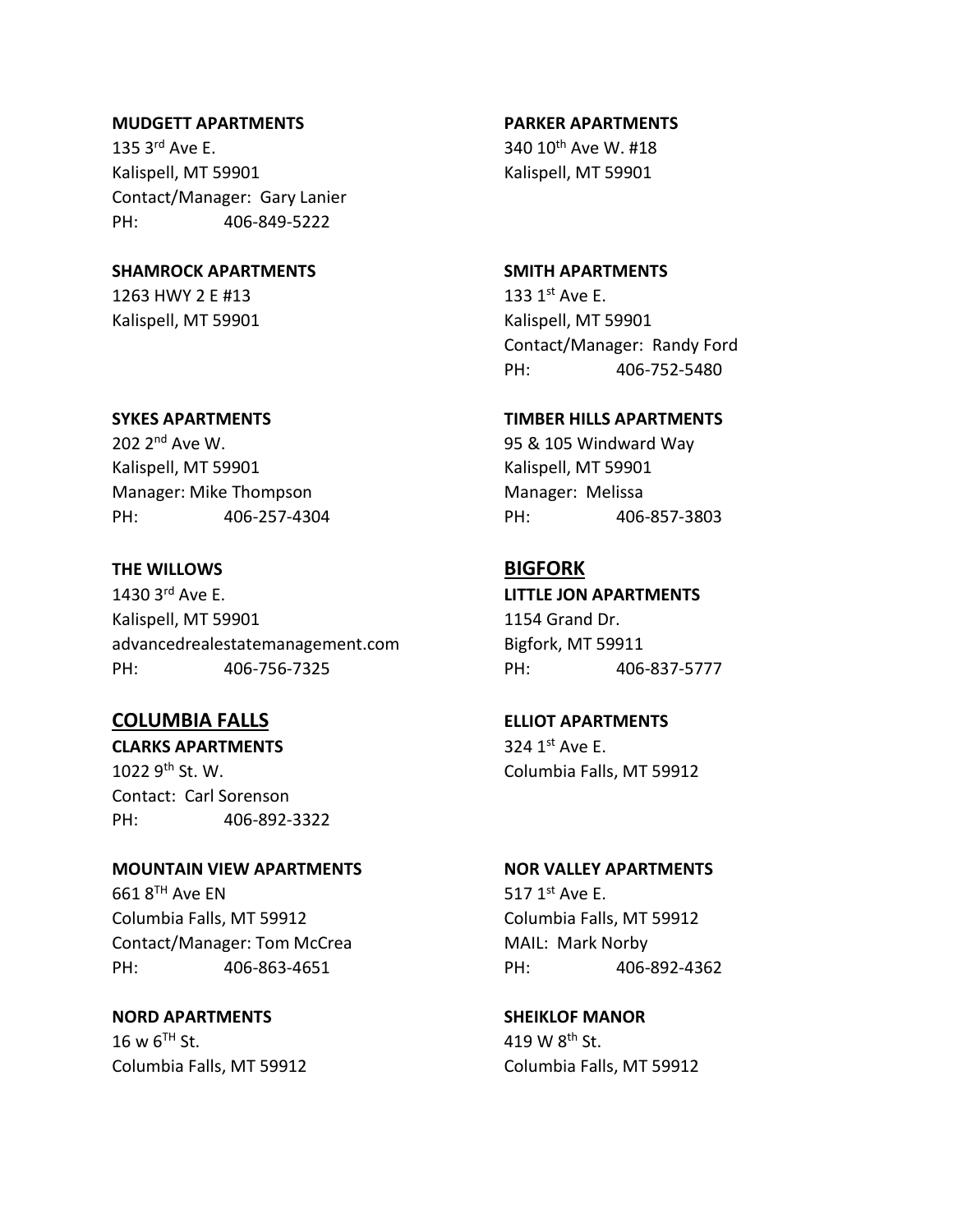**MUDGETT APARTMENTS**
135 3rd Ave E.
Kalispell, MT 59901
Contact/Manager: Gary Lanier
PH: 406-849-5222

**PARKER APARTMENTS**
340 10th Ave W. #18
Kalispell, MT 59901

**SHAMROCK APARTMENTS**
1263 HWY 2 E #13
Kalispell, MT 59901

**SMITH APARTMENTS**
133 1st Ave E.
Kalispell, MT 59901
Contact/Manager: Randy Ford
PH: 406-752-5480

**SYKES APARTMENTS**
202 2nd Ave W.
Kalispell, MT 59901
Manager: Mike Thompson
PH: 406-257-4304

**TIMBER HILLS APARTMENTS**
95 & 105 Windward Way
Kalispell, MT 59901
Manager: Melissa
PH: 406-857-3803

**THE WILLOWS**
1430 3rd Ave E.
Kalispell, MT 59901
advancedrealestatemanagement.com
PH: 406-756-7325

## BIGFORK

**LITTLE JON APARTMENTS**
1154 Grand Dr.
Bigfork, MT 59911
PH: 406-837-5777

## COLUMBIA FALLS

**CLARKS APARTMENTS**
1022 9th St. W.
Contact: Carl Sorenson
PH: 406-892-3322

**ELLIOT APARTMENTS**
324 1st Ave E.
Columbia Falls, MT 59912

**MOUNTAIN VIEW APARTMENTS**
661 8TH Ave EN
Columbia Falls, MT 59912
Contact/Manager: Tom McCrea
PH: 406-863-4651

**NOR VALLEY APARTMENTS**
517 1st Ave E.
Columbia Falls, MT 59912
MAIL: Mark Norby
PH: 406-892-4362

**NORD APARTMENTS**
16 w 6TH St.
Columbia Falls, MT 59912

**SHEIKLOF MANOR**
419 W 8th St.
Columbia Falls, MT 59912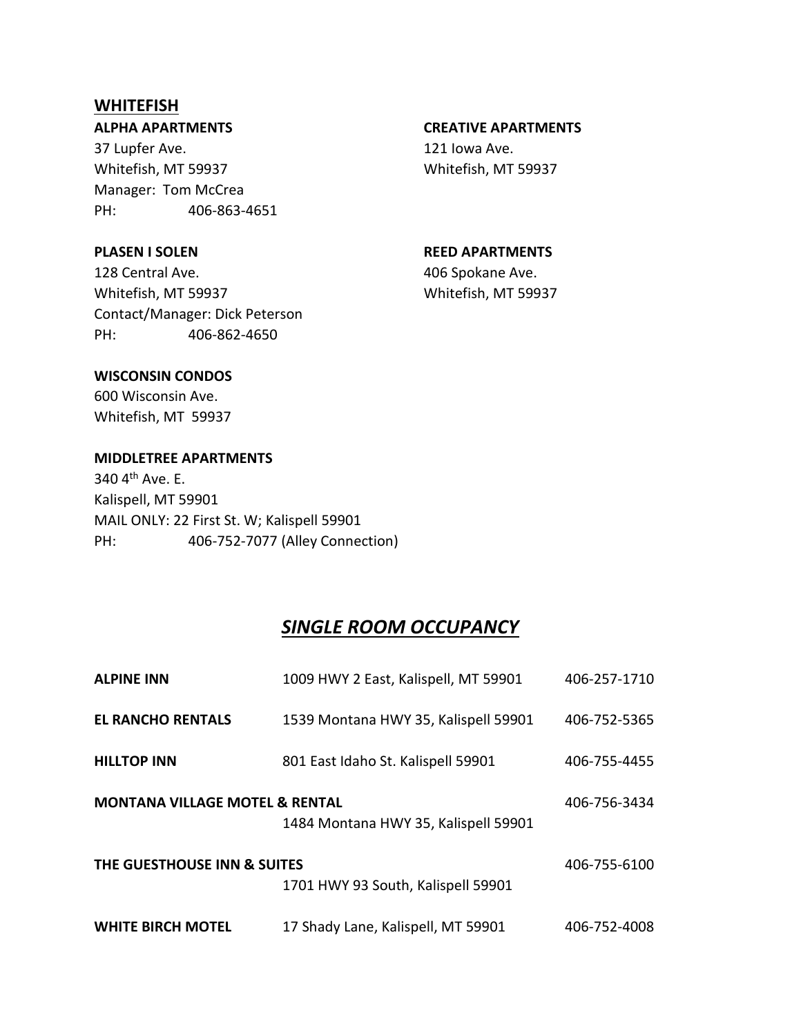## WHITEFISH

**ALPHA APARTMENTS**
37 Lupfer Ave.
Whitefish, MT 59937
Manager: Tom McCrea
PH: 406-863-4651

**CREATIVE APARTMENTS**
121 Iowa Ave.
Whitefish, MT 59937

**PLASEN I SOLEN**
128 Central Ave.
Whitefish, MT 59937
Contact/Manager: Dick Peterson
PH: 406-862-4650

**REED APARTMENTS**
406 Spokane Ave.
Whitefish, MT 59937

**WISCONSIN CONDOS**
600 Wisconsin Ave.
Whitefish, MT 59937

**MIDDLETREE APARTMENTS**
340 4th Ave. E.
Kalispell, MT 59901
MAIL ONLY: 22 First St. W; Kalispell 59901
PH: 406-752-7077 (Alley Connection)

## *SINGLE ROOM OCCUPANCY*

| | | |
|---|---|---|
| **ALPINE INN** | 1009 HWY 2 East, Kalispell, MT 59901 | 406-257-1710 |
| **EL RANCHO RENTALS** | 1539 Montana HWY 35, Kalispell 59901 | 406-752-5365 |
| **HILLTOP INN** | 801 East Idaho St. Kalispell 59901 | 406-755-4455 |
| **MONTANA VILLAGE MOTEL & RENTAL** | 1484 Montana HWY 35, Kalispell 59901 | 406-756-3434 |
| **THE GUESTHOUSE INN & SUITES** | 1701 HWY 93 South, Kalispell 59901 | 406-755-6100 |
| **WHITE BIRCH MOTEL** | 17 Shady Lane, Kalispell, MT 59901 | 406-752-4008 |